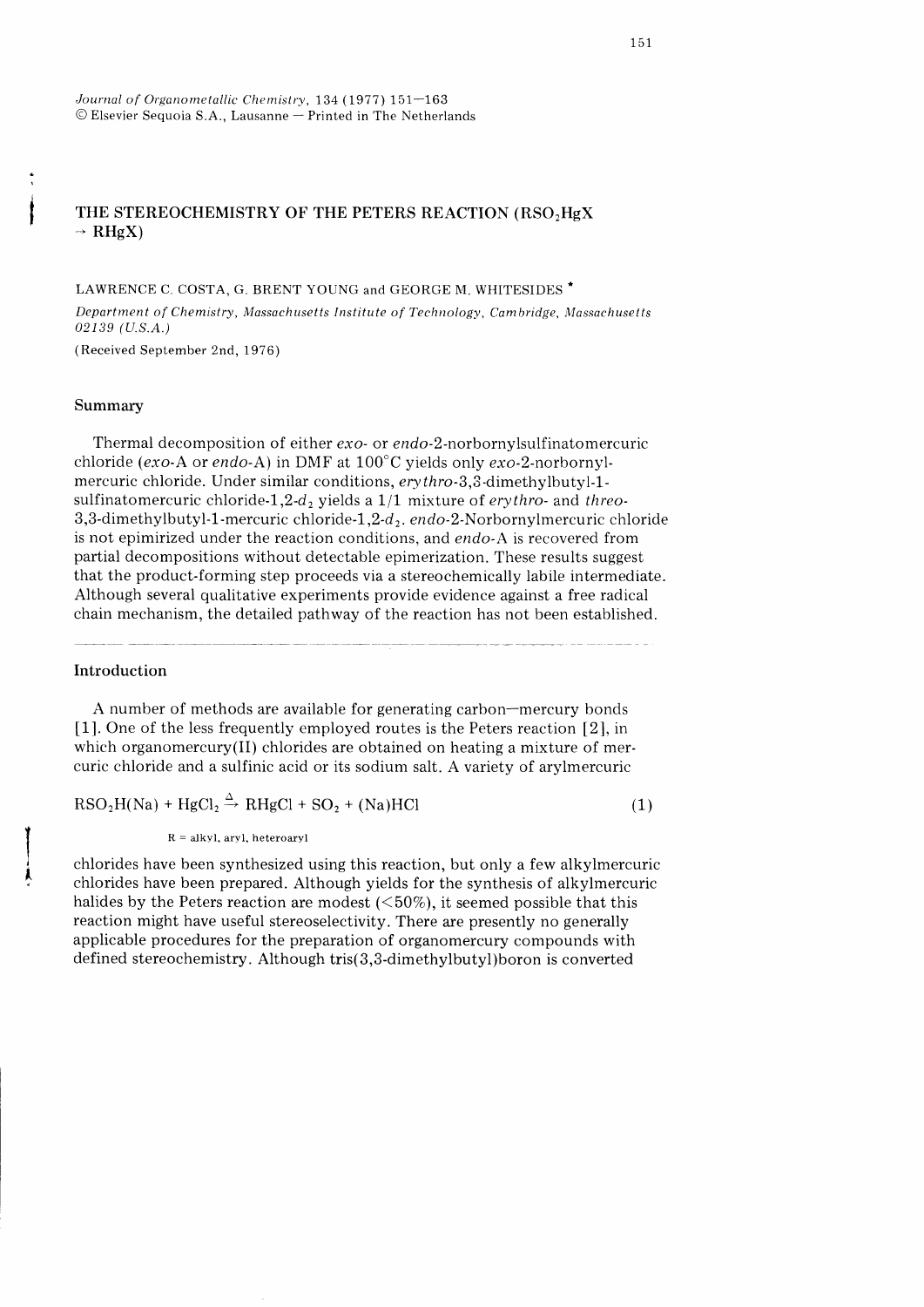Journal of Organometallic Chemistry, 134 (1977) 151—163
© Elsevier Sequoia S.A., Lausanne — Printed in The Netherlands

# THE STEREOCHEMISTRY OF THE PETERS REACTION ($RSO_2HgX \rightarrow RHgX$)

LAWRENCE C. COSTA, G. BRENT YOUNG and GEORGE M. WHITESIDES *

*Department of Chemistry, Massachusetts Institute of Technology, Cambridge, Massachusetts 02139 (U.S.A.)*

(Received September 2nd, 1976)

## Summary

Thermal decomposition of either *exo*- or *endo*-2-norbornylsulfinatomercuric chloride (*exo*-A or *endo*-A) in DMF at 100°C yields only *exo*-2-norbornylmercuric chloride. Under similar conditions, *erythro*-3,3-dimethylbutyl-1-sulfinatomercuric chloride-1,2-$d_2$ yields a 1/1 mixture of *erythro*- and *threo*-3,3-dimethylbutyl-1-mercuric chloride-1,2-$d_2$. *endo*-2-Norbornylmercuric chloride is not epimirized under the reaction conditions, and *endo*-A is recovered from partial decompositions without detectable epimerization. These results suggest that the product-forming step proceeds via a stereochemically labile intermediate. Although several qualitative experiments provide evidence against a free radical chain mechanism, the detailed pathway of the reaction has not been established.

## Introduction

A number of methods are available for generating carbon—mercury bonds [1]. One of the less frequently employed routes is the Peters reaction [2], in which organomercury(II) chlorides are obtained on heating a mixture of mercuric chloride and a sulfinic acid or its sodium salt. A variety of arylmercuric

$$RSO_2H(Na) + HgCl_2 \xrightarrow{\Delta} RHgCl + SO_2 + (Na)HCl \tag{1}$$

R = alkyl, aryl, heteroaryl

chlorides have been synthesized using this reaction, but only a few alkylmercuric chlorides have been prepared. Although yields for the synthesis of alkylmercuric halides by the Peters reaction are modest (<50%), it seemed possible that this reaction might have useful stereoselectivity. There are presently no generally applicable procedures for the preparation of organomercury compounds with defined stereochemistry. Although tris(3,3-dimethylbutyl)boron is converted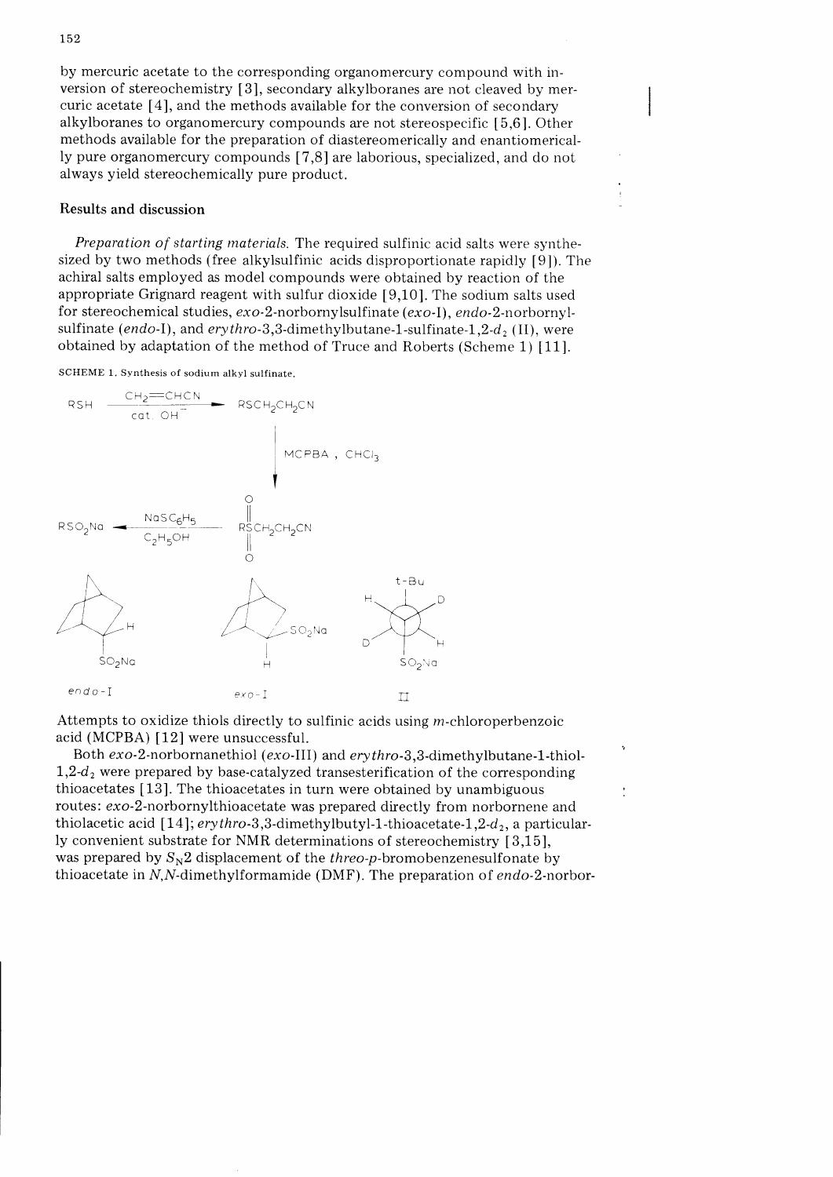by mercuric acetate to the corresponding organomercury compound with inversion of stereochemistry [3], secondary alkylboranes are not cleaved by mercuric acetate [4], and the methods available for the conversion of secondary alkylboranes to organomercury compounds are not stereospecific [5,6]. Other methods available for the preparation of diastereomerically and enantiomerically pure organomercury compounds [7,8] are laborious, specialized, and do not always yield stereochemically pure product.

## Results and discussion

*Preparation of starting materials.* The required sulfinic acid salts were synthesized by two methods (free alkylsulfinic acids disproportionate rapidly [9]). The achiral salts employed as model compounds were obtained by reaction of the appropriate Grignard reagent with sulfur dioxide [9,10]. The sodium salts used for stereochemical studies, *exo*-2-norbornylsulfinate (*exo*-I), *endo*-2-norbornylsulfinate (*endo*-I), and *erythro*-3,3-dimethylbutane-1-sulfinate-1,2-$d_2$ (II), were obtained by adaptation of the method of Truce and Roberts (Scheme 1) [11].

SCHEME 1. Synthesis of sodium alkyl sulfinate.

$$RSH \xrightarrow[\text{cat. } OH^-]{CH_2{=}CHCN} RSCH_2CH_2CN$$

$$RSCH_2CH_2CN \xrightarrow{\text{MCPBA, } CHCl_3} RSO_2CH_2CH_2CN$$

$$RSO_2CH_2CH_2CN \xrightarrow[C_2H_5OH]{NaSC_6H_5} RSO_2Na$$

*endo*-I *exo*-I II

Attempts to oxidize thiols directly to sulfinic acids using *m*-chloroperbenzoic acid (MCPBA) [12] were unsuccessful.

Both *exo*-2-norbornanethiol (*exo*-III) and *erythro*-3,3-dimethylbutane-1-thiol-1,2-$d_2$ were prepared by base-catalyzed transesterification of the corresponding thioacetates [13]. The thioacetates in turn were obtained by unambiguous routes: *exo*-2-norbornylthioacetate was prepared directly from norbornene and thiolacetic acid [14]; *erythro*-3,3-dimethylbutyl-1-thioacetate-1,2-$d_2$, a particularly convenient substrate for NMR determinations of stereochemistry [3,15], was prepared by $S_N2$ displacement of the *threo*-*p*-bromobenzenesulfonate by thioacetate in *N*,*N*-dimethylformamide (DMF). The preparation of *endo*-2-norbor-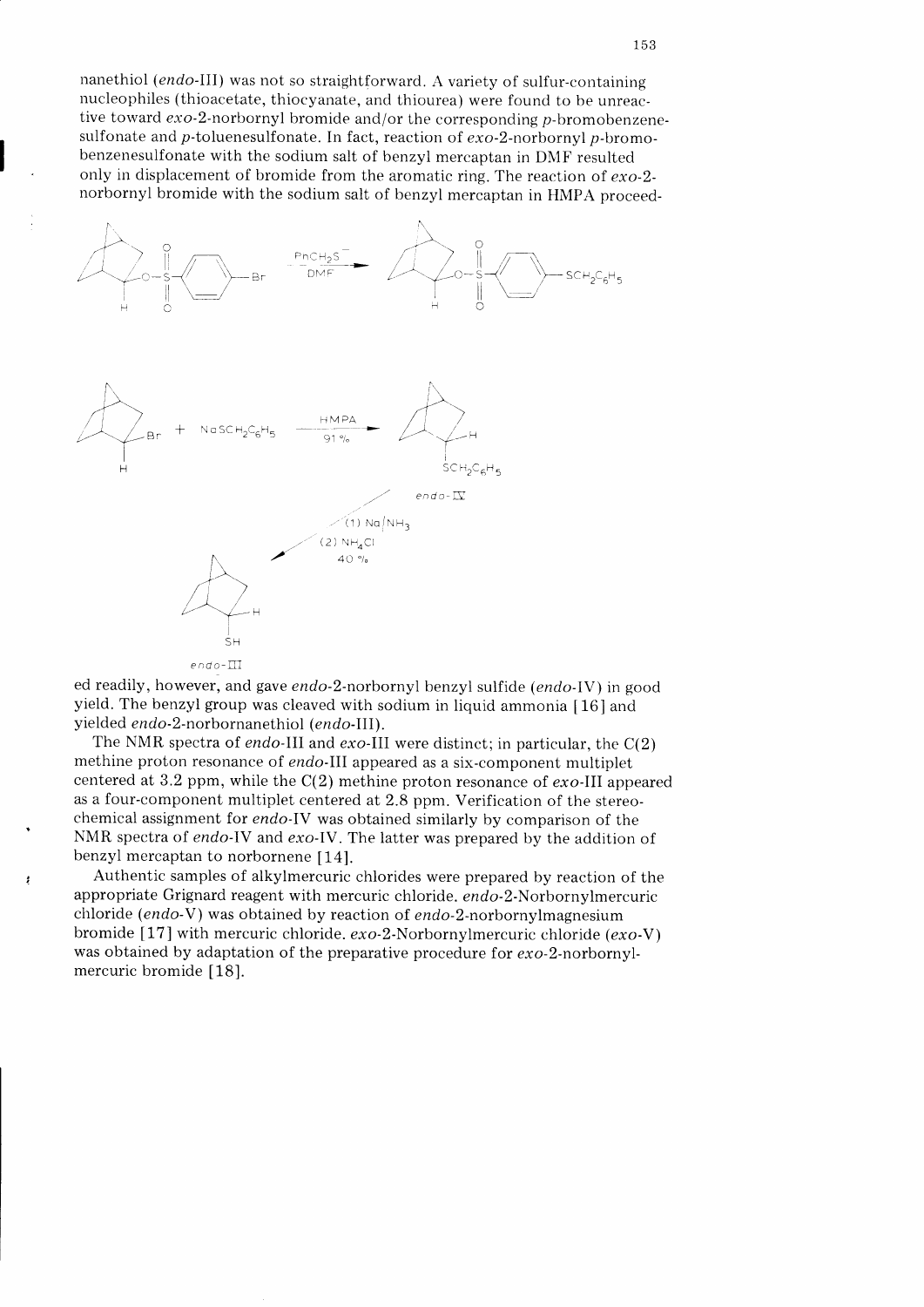nanethiol (*endo*-III) was not so straightforward. A variety of sulfur-containing nucleophiles (thioacetate, thiocyanate, and thiourea) were found to be unreactive toward *exo*-2-norbornyl bromide and/or the corresponding *p*-bromobenzenesulfonate and *p*-toluenesulfonate. In fact, reaction of *exo*-2-norbornyl *p*-bromobenzenesulfonate with the sodium salt of benzyl mercaptan in DMF resulted only in displacement of bromide from the aromatic ring. The reaction of *exo*-2-norbornyl bromide with the sodium salt of benzyl mercaptan in HMPA proceeded readily, however, and gave *endo*-2-norbornyl benzyl sulfide (*endo*-IV) in good yield. The benzyl group was cleaved with sodium in liquid ammonia [16] and yielded *endo*-2-norbornanethiol (*endo*-III).

The NMR spectra of *endo*-III and *exo*-III were distinct; in particular, the C(2) methine proton resonance of *endo*-III appeared as a six-component multiplet centered at 3.2 ppm, while the C(2) methine proton resonance of *exo*-III appeared as a four-component multiplet centered at 2.8 ppm. Verification of the stereochemical assignment for *endo*-IV was obtained similarly by comparison of the NMR spectra of *endo*-IV and *exo*-IV. The latter was prepared by the addition of benzyl mercaptan to norbornene [14].

Authentic samples of alkylmercuric chlorides were prepared by reaction of the appropriate Grignard reagent with mercuric chloride. *endo*-2-Norbornylmercuric chloride (*endo*-V) was obtained by reaction of *endo*-2-norbornylmagnesium bromide [17] with mercuric chloride. *exo*-2-Norbornylmercuric chloride (*exo*-V) was obtained by adaptation of the preparative procedure for *exo*-2-norbornylmercuric bromide [18].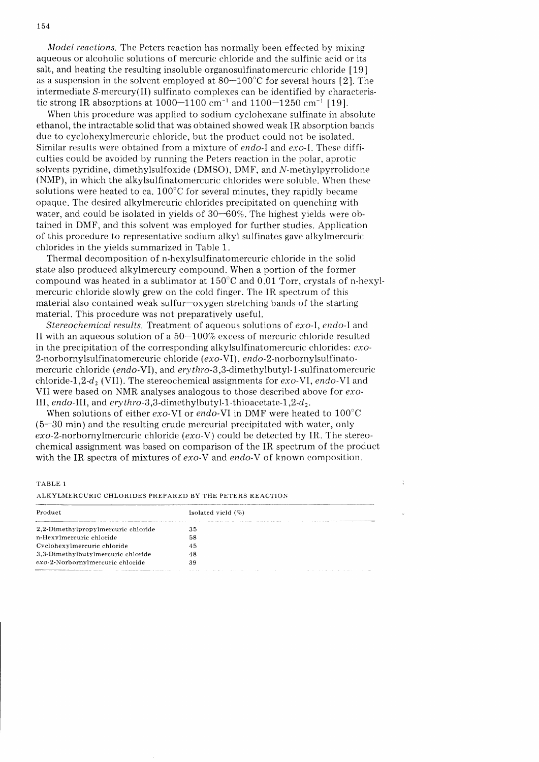*Model reactions.* The Peters reaction has normally been effected by mixing aqueous or alcoholic solutions of mercuric chloride and the sulfinic acid or its salt, and heating the resulting insoluble organosulfinatomercuric chloride [19] as a suspension in the solvent employed at 80—100°C for several hours [2]. The intermediate *S*-mercury(II) sulfinato complexes can be identified by characteristic strong IR absorptions at 1000—1100 $cm^{-1}$ and 1100—1250 $cm^{-1}$ [19].

When this procedure was applied to sodium cyclohexane sulfinate in absolute ethanol, the intractable solid that was obtained showed weak IR absorption bands due to cyclohexylmercuric chloride, but the product could not be isolated. Similar results were obtained from a mixture of *endo*-I and *exo*-I. These difficulties could be avoided by running the Peters reaction in the polar, aprotic solvents pyridine, dimethylsulfoxide (DMSO), DMF, and *N*-methylpyrrolidone (NMP), in which the alkylsulfinatomercuric chlorides were soluble. When these solutions were heated to ca. 100°C for several minutes, they rapidly became opaque. The desired alkylmercuric chlorides precipitated on quenching with water, and could be isolated in yields of 30—60%. The highest yields were obtained in DMF, and this solvent was employed for further studies. Application of this procedure to representative sodium alkyl sulfinates gave alkylmercuric chlorides in the yields summarized in Table 1.

Thermal decomposition of n-hexylsulfinatomercuric chloride in the solid state also produced alkylmercury compound. When a portion of the former compound was heated in a sublimator at 150°C and 0.01 Torr, crystals of n-hexylmercuric chloride slowly grew on the cold finger. The IR spectrum of this material also contained weak sulfur—oxygen stretching bands of the starting material. This procedure was not preparatively useful.

*Stereochemical results.* Treatment of aqueous solutions of *exo*-I, *endo*-I and II with an aqueous solution of a 50—100% excess of mercuric chloride resulted in the precipitation of the corresponding alkylsulfinatomercuric chlorides: *exo*-2-norbornylsulfinatomercuric chloride (*exo*-VI), *endo*-2-norbornylsulfinatomercuric chloride (*endo*-VI), and *erythro*-3,3-dimethylbutyl-1-sulfinatomercuric chloride-1,2-$d_2$ (VII). The stereochemical assignments for *exo*-VI, *endo*-VI and VII were based on NMR analyses analogous to those described above for *exo*-III, *endo*-III, and *erythro*-3,3-dimethylbutyl-1-thioacetate-1,2-$d_2$.

When solutions of either *exo*-VI or *endo*-VI in DMF were heated to 100°C (5—30 min) and the resulting crude mercurial precipitated with water, only *exo*-2-norbornylmercuric chloride (*exo*-V) could be detected by IR. The stereochemical assignment was based on comparison of the IR spectrum of the product with the IR spectra of mixtures of *exo*-V and *endo*-V of known composition.

TABLE 1

ALKYLMERCURIC CHLORIDES PREPARED BY THE PETERS REACTION

| Product | Isolated yield (%) |
|---|---|
| 2,2-Dimethylpropylmercuric chloride | 35 |
| n-Hexylmercuric chloride | 58 |
| Cyclohexylmercuric chloride | 45 |
| 3,3-Dimethylbutylmercuric chloride | 48 |
| *exo*-2-Norbornylmercuric chloride | 39 |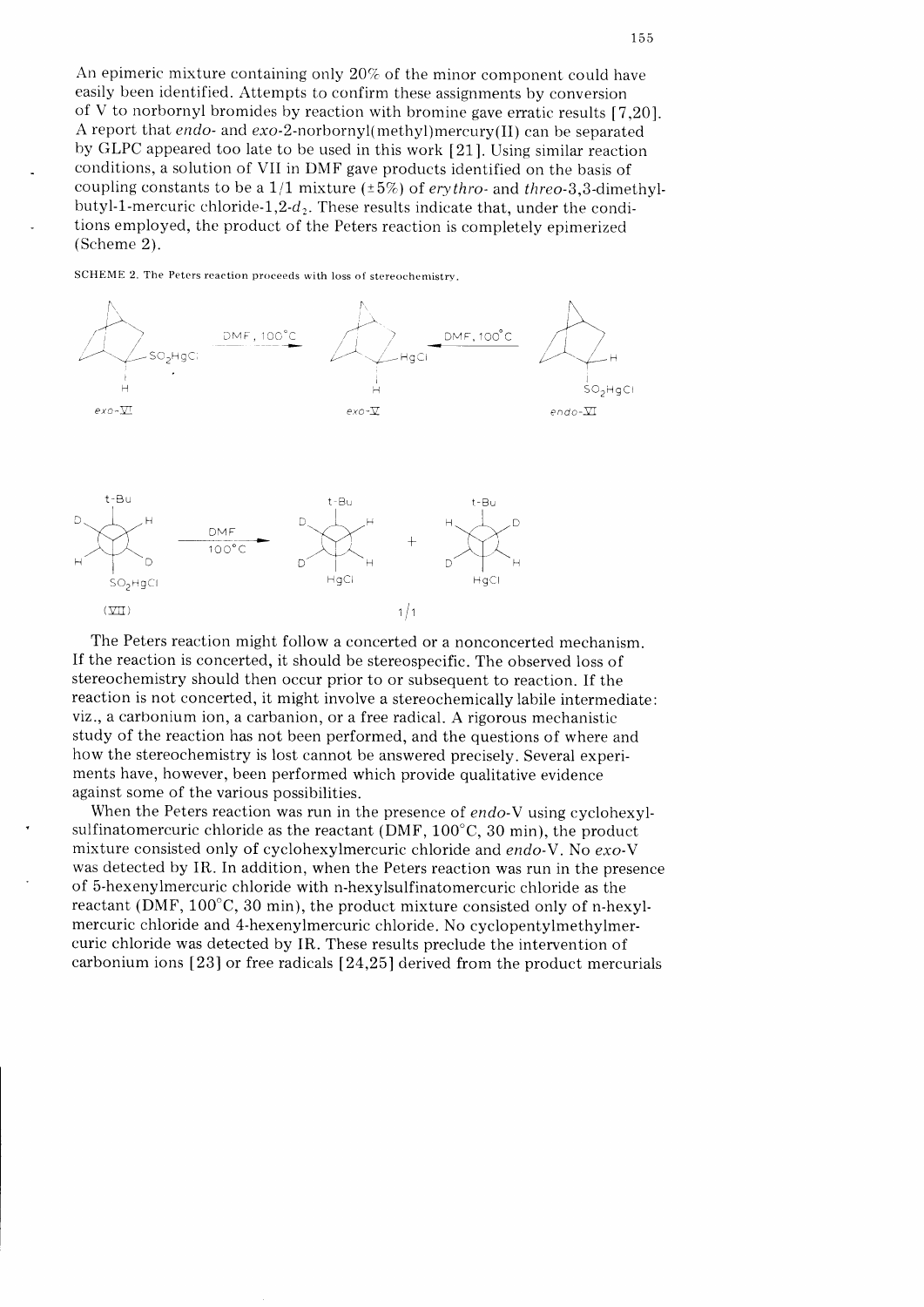An epimeric mixture containing only 20% of the minor component could have easily been identified. Attempts to confirm these assignments by conversion of V to norbornyl bromides by reaction with bromine gave erratic results [7,20]. A report that *endo*- and *exo*-2-norbornyl(methyl)mercury(II) can be separated by GLPC appeared too late to be used in this work [21]. Using similar reaction conditions, a solution of VII in DMF gave products identified on the basis of coupling constants to be a 1/1 mixture (±5%) of *erythro*- and *threo*-3,3-dimethylbutyl-1-mercuric chloride-1,2-$d_2$. These results indicate that, under the conditions employed, the product of the Peters reaction is completely epimerized (Scheme 2).

SCHEME 2. The Peters reaction proceeds with loss of stereochemistry.

The Peters reaction might follow a concerted or a nonconcerted mechanism. If the reaction is concerted, it should be stereospecific. The observed loss of stereochemistry should then occur prior to or subsequent to reaction. If the reaction is not concerted, it might involve a stereochemically labile intermediate: viz., a carbonium ion, a carbanion, or a free radical. A rigorous mechanistic study of the reaction has not been performed, and the questions of where and how the stereochemistry is lost cannot be answered precisely. Several experiments have, however, been performed which provide qualitative evidence against some of the various possibilities.

When the Peters reaction was run in the presence of *endo*-V using cyclohexylsulfinatomercuric chloride as the reactant (DMF, 100°C, 30 min), the product mixture consisted only of cyclohexylmercuric chloride and *endo*-V. No *exo*-V was detected by IR. In addition, when the Peters reaction was run in the presence of 5-hexenylmercuric chloride with n-hexylsulfinatomercuric chloride as the reactant (DMF, 100°C, 30 min), the product mixture consisted only of n-hexylmercuric chloride and 4-hexenylmercuric chloride. No cyclopentylmethylmercuric chloride was detected by IR. These results preclude the intervention of carbonium ions [23] or free radicals [24,25] derived from the product mercurials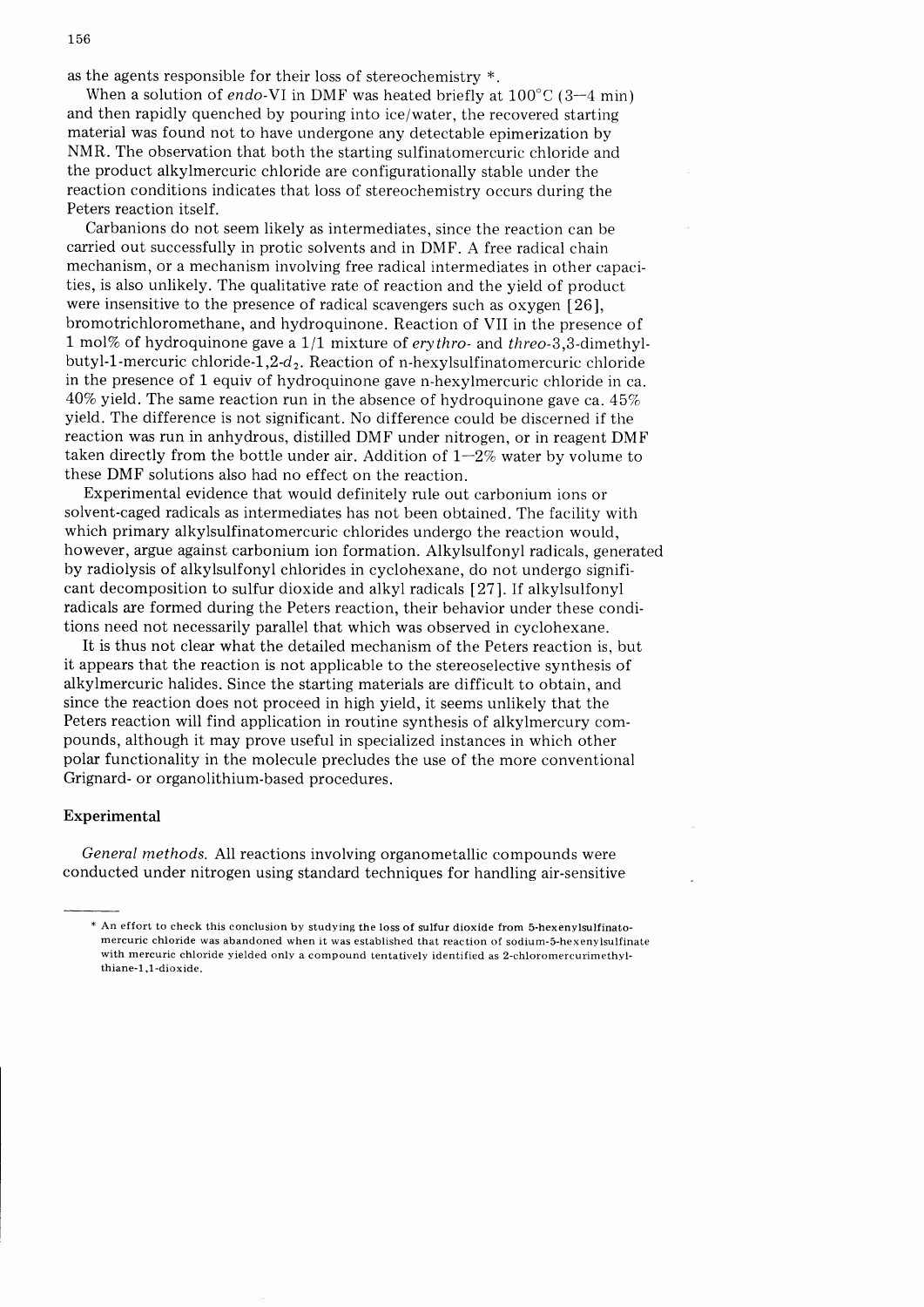as the agents responsible for their loss of stereochemistry *.

When a solution of *endo*-VI in DMF was heated briefly at 100°C (3–4 min) and then rapidly quenched by pouring into ice/water, the recovered starting material was found not to have undergone any detectable epimerization by NMR. The observation that both the starting sulfinatomercuric chloride and the product alkylmercuric chloride are configurationally stable under the reaction conditions indicates that loss of stereochemistry occurs during the Peters reaction itself.

Carbanions do not seem likely as intermediates, since the reaction can be carried out successfully in protic solvents and in DMF. A free radical chain mechanism, or a mechanism involving free radical intermediates in other capacities, is also unlikely. The qualitative rate of reaction and the yield of product were insensitive to the presence of radical scavengers such as oxygen [26], bromotrichloromethane, and hydroquinone. Reaction of VII in the presence of 1 mol% of hydroquinone gave a 1/1 mixture of *erythro*- and *threo*-3,3-dimethylbutyl-1-mercuric chloride-1,2-$d_2$. Reaction of n-hexylsulfinatomercuric chloride in the presence of 1 equiv of hydroquinone gave n-hexylmercuric chloride in ca. 40% yield. The same reaction run in the absence of hydroquinone gave ca. 45% yield. The difference is not significant. No difference could be discerned if the reaction was run in anhydrous, distilled DMF under nitrogen, or in reagent DMF taken directly from the bottle under air. Addition of 1–2% water by volume to these DMF solutions also had no effect on the reaction.

Experimental evidence that would definitely rule out carbonium ions or solvent-caged radicals as intermediates has not been obtained. The facility with which primary alkylsulfinatomercuric chlorides undergo the reaction would, however, argue against carbonium ion formation. Alkylsulfonyl radicals, generated by radiolysis of alkylsulfonyl chlorides in cyclohexane, do not undergo significant decomposition to sulfur dioxide and alkyl radicals [27]. If alkylsulfonyl radicals are formed during the Peters reaction, their behavior under these conditions need not necessarily parallel that which was observed in cyclohexane.

It is thus not clear what the detailed mechanism of the Peters reaction is, but it appears that the reaction is not applicable to the stereoselective synthesis of alkylmercuric halides. Since the starting materials are difficult to obtain, and since the reaction does not proceed in high yield, it seems unlikely that the Peters reaction will find application in routine synthesis of alkylmercury compounds, although it may prove useful in specialized instances in which other polar functionality in the molecule precludes the use of the more conventional Grignard- or organolithium-based procedures.

## Experimental

*General methods.* All reactions involving organometallic compounds were conducted under nitrogen using standard techniques for handling air-sensitive

---

* An effort to check this conclusion by studying the loss of sulfur dioxide from 5-hexenylsulfinatomercuric chloride was abandoned when it was established that reaction of sodium-5-hexenylsulfinate with mercuric chloride yielded only a compound tentatively identified as 2-chloromercurimethylthiane-1,1-dioxide.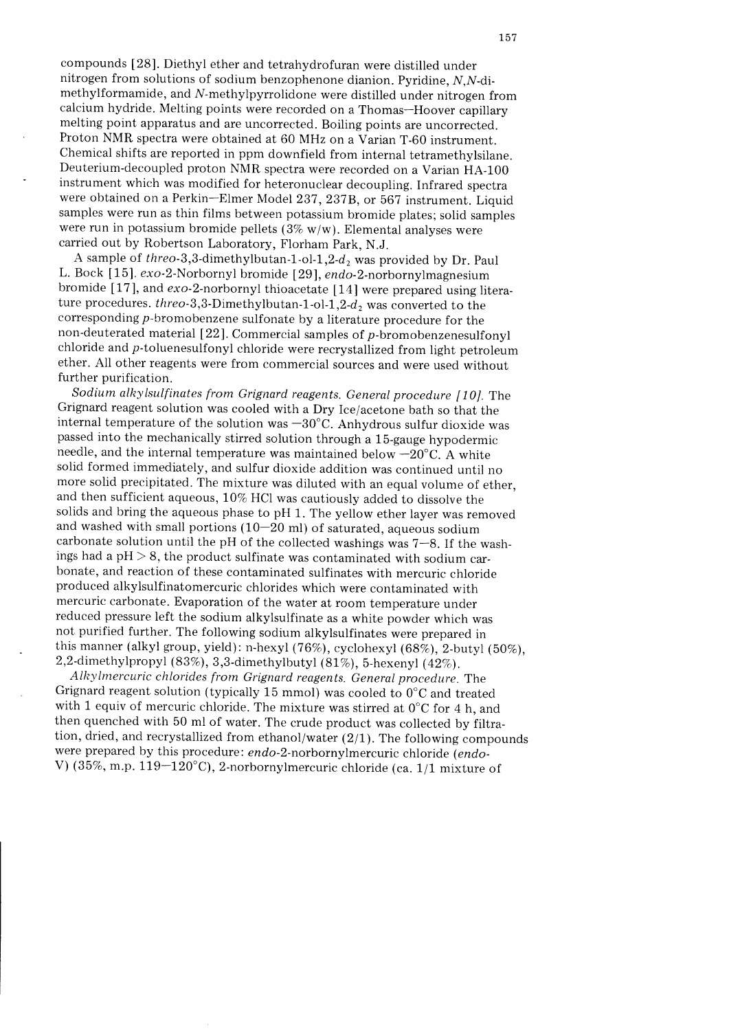compounds [28]. Diethyl ether and tetrahydrofuran were distilled under nitrogen from solutions of sodium benzophenone dianion. Pyridine, *N,N*-dimethylformamide, and *N*-methylpyrrolidone were distilled under nitrogen from calcium hydride. Melting points were recorded on a Thomas—Hoover capillary melting point apparatus and are uncorrected. Boiling points are uncorrected. Proton NMR spectra were obtained at 60 MHz on a Varian T-60 instrument. Chemical shifts are reported in ppm downfield from internal tetramethylsilane. Deuterium-decoupled proton NMR spectra were recorded on a Varian HA-100 instrument which was modified for heteronuclear decoupling. Infrared spectra were obtained on a Perkin—Elmer Model 237, 237B, or 567 instrument. Liquid samples were run as thin films between potassium bromide plates; solid samples were run in potassium bromide pellets (3% w/w). Elemental analyses were carried out by Robertson Laboratory, Florham Park, N.J.

A sample of *threo*-3,3-dimethylbutan-1-ol-1,2-$d_2$ was provided by Dr. Paul L. Bock [15]. *exo*-2-Norbornyl bromide [29], *endo*-2-norbornylmagnesium bromide [17], and *exo*-2-norbornyl thioacetate [14] were prepared using literature procedures. *threo*-3,3-Dimethylbutan-1-ol-1,2-$d_2$ was converted to the corresponding *p*-bromobenzene sulfonate by a literature procedure for the non-deuterated material [22]. Commercial samples of *p*-bromobenzenesulfonyl chloride and *p*-toluenesulfonyl chloride were recrystallized from light petroleum ether. All other reagents were from commercial sources and were used without further purification.

*Sodium alkylsulfinates from Grignard reagents. General procedure [10].* The Grignard reagent solution was cooled with a Dry Ice/acetone bath so that the internal temperature of the solution was −30°C. Anhydrous sulfur dioxide was passed into the mechanically stirred solution through a 15-gauge hypodermic needle, and the internal temperature was maintained below −20°C. A white solid formed immediately, and sulfur dioxide addition was continued until no more solid precipitated. The mixture was diluted with an equal volume of ether, and then sufficient aqueous, 10% HCl was cautiously added to dissolve the solids and bring the aqueous phase to pH 1. The yellow ether layer was removed and washed with small portions (10—20 ml) of saturated, aqueous sodium carbonate solution until the pH of the collected washings was 7—8. If the washings had a pH > 8, the product sulfinate was contaminated with sodium carbonate, and reaction of these contaminated sulfinates with mercuric chloride produced alkylsulfinatomercuric chlorides which were contaminated with mercuric carbonate. Evaporation of the water at room temperature under reduced pressure left the sodium alkylsulfinate as a white powder which was not purified further. The following sodium alkylsulfinates were prepared in this manner (alkyl group, yield): n-hexyl (76%), cyclohexyl (68%), 2-butyl (50%), 2,2-dimethylpropyl (83%), 3,3-dimethylbutyl (81%), 5-hexenyl (42%).

*Alkylmercuric chlorides from Grignard reagents. General procedure.* The Grignard reagent solution (typically 15 mmol) was cooled to 0°C and treated with 1 equiv of mercuric chloride. The mixture was stirred at 0°C for 4 h, and then quenched with 50 ml of water. The crude product was collected by filtration, dried, and recrystallized from ethanol/water (2/1). The following compounds were prepared by this procedure: *endo*-2-norbornylmercuric chloride (*endo*-V) (35%, m.p. 119—120°C), 2-norbornylmercuric chloride (ca. 1/1 mixture of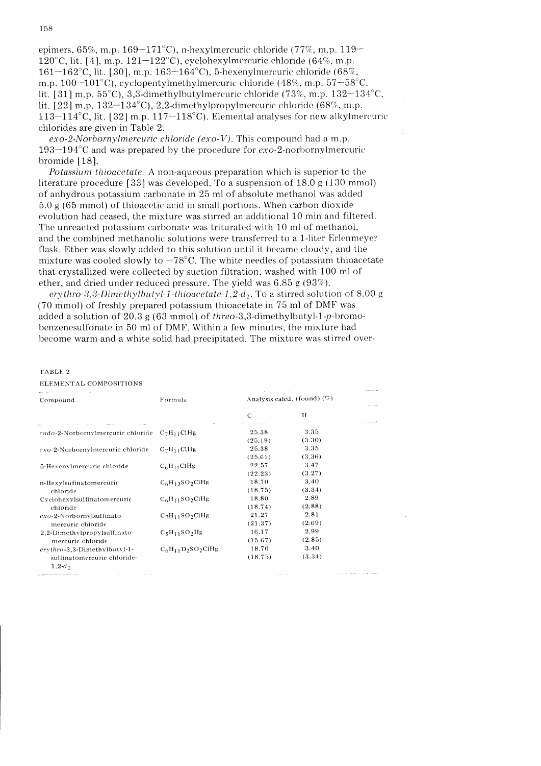epimers, 65%, m.p. 169–171°C), n-hexylmercuric chloride (77%, m.p. 119–120°C, lit. [4], m.p. 121–122°C), cyclohexylmercuric chloride (64%, m.p. 161–162°C, lit. [30], m.p. 163–164°C), 5-hexenylmercuric chloride (68%, m.p. 100–101°C), cyclopentylmethylmercuric chloride (48%, m.p. 57–58°C, lit. [31] m.p. 55°C), 3,3-dimethylbutylmercuric chloride (73%, m.p. 132–134°C, lit. [22] m.p. 132–134°C), 2,2-dimethylpropylmercuric chloride (68%, m.p. 113–114°C, lit. [32] m.p. 117–118°C). Elemental analyses for new alkylmercuric chlorides are given in Table 2.

*exo-2-Norbornylmercuric chloride (exo-V).* This compound had a m.p. 193–194°C and was prepared by the procedure for *exo*-2-norbornylmercuric bromide [18].

*Potassium thioacetate.* A non-aqueous preparation which is superior to the literature procedure [33] was developed. To a suspension of 18.0 g (130 mmol) of anhydrous potassium carbonate in 25 ml of absolute methanol was added 5.0 g (65 mmol) of thioacetic acid in small portions. When carbon dioxide evolution had ceased, the mixture was stirred an additional 10 min and filtered. The unreacted potassium carbonate was triturated with 10 ml of methanol, and the combined methanolic solutions were transferred to a 1-liter Erlenmeyer flask. Ether was slowly added to this solution until it became cloudy, and the mixture was cooled slowly to −78°C. The white needles of potassium thioacetate that crystallized were collected by suction filtration, washed with 100 ml of ether, and dried under reduced pressure. The yield was 6.85 g (93%).

*erythro-3,3-Dimethylbutyl-1-thioacetate-1,2-$d_2$.* To a stirred solution of 8.00 g (70 mmol) of freshly prepared potassium thioacetate in 75 ml of DMF was added a solution of 20.3 g (63 mmol) of *threo*-3,3-dimethylbutyl-1-*p*-bromobenzenesulfonate in 50 ml of DMF. Within a few minutes, the mixture had become warm and a white solid had precipitated. The mixture was stirred over-

TABLE 2

ELEMENTAL COMPOSITIONS

| Compound | Formula | Analysis calcd. (found) (%) | |
|---|---|---|---|
| | | C | H |
| *endo*-2-Norbornylmercuric chloride | $C_7H_{11}ClHg$ | 25.38 (25.19) | 3.35 (3.30) |
| *exo*-2-Norbornylmercuric chloride | $C_7H_{11}ClHg$ | 25.38 (25.61) | 3.35 (3.36) |
| 5-Hexenylmercuric chloride | $C_6H_{11}ClHg$ | 22.57 (22.23) | 3.47 (3.27) |
| n-Hexylsulfinatomercuric chloride | $C_6H_{13}SO_2ClHg$ | 18.70 (18.75) | 3.40 (3.34) |
| Cyclohexylsulfinatomercuric chloride | $C_6H_{11}SO_2ClHg$ | 18.80 (18.74) | 2.89 (2.88) |
| *exo*-2-Norbornylsulfinatomercuric chloride | $C_7H_{11}SO_2ClHg$ | 21.27 (21.37) | 2.81 (2.69) |
| 2,2-Dimethylpropylsulfinatomercuric chloride | $C_5H_{11}SO_2Hg$ | 16.17 (15.67) | 2.99 (2.85) |
| *erythro*-3,3-Dimethylbutyl-1-sulfinatomercuric chloride-1,2-$d_2$ | $C_6H_{11}D_2SO_2ClHg$ | 18.70 (18.75) | 3.40 (3.34) |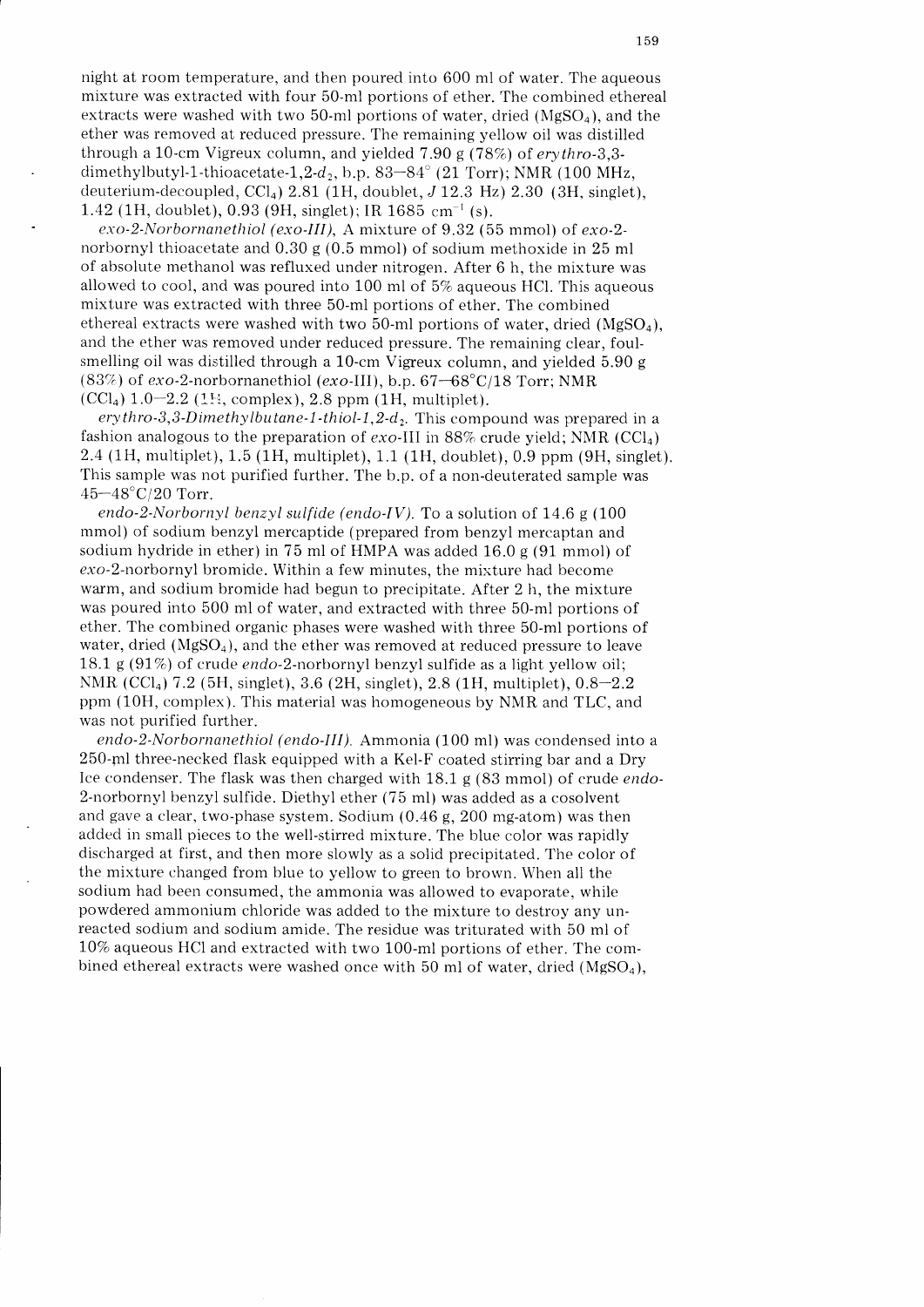night at room temperature, and then poured into 600 ml of water. The aqueous mixture was extracted with four 50-ml portions of ether. The combined ethereal extracts were washed with two 50-ml portions of water, dried ($MgSO_4$), and the ether was removed at reduced pressure. The remaining yellow oil was distilled through a 10-cm Vigreux column, and yielded 7.90 g (78%) of *erythro*-3,3-dimethylbutyl-1-thioacetate-1,2-$d_2$, b.p. 83—84° (21 Torr); NMR (100 MHz, deuterium-decoupled, $CCl_4$) 2.81 (1H, doublet, $J$ 12.3 Hz) 2.30 (3H, singlet), 1.42 (1H, doublet), 0.93 (9H, singlet); IR 1685 $cm^{-1}$ (s).

*exo-2-Norbornanethiol (exo-III)*, A mixture of 9.32 (55 mmol) of *exo*-2-norbornyl thioacetate and 0.30 g (0.5 mmol) of sodium methoxide in 25 ml of absolute methanol was refluxed under nitrogen. After 6 h, the mixture was allowed to cool, and was poured into 100 ml of 5% aqueous HCl. This aqueous mixture was extracted with three 50-ml portions of ether. The combined ethereal extracts were washed with two 50-ml portions of water, dried ($MgSO_4$), and the ether was removed under reduced pressure. The remaining clear, foul-smelling oil was distilled through a 10-cm Vigreux column, and yielded 5.90 g (83%) of *exo*-2-norbornanethiol (*exo*-III), b.p. 67—68°C/18 Torr; NMR ($CCl_4$) 1.0—2.2 (11H, complex), 2.8 ppm (1H, multiplet).

*erythro-3,3-Dimethylbutane-1-thiol-1,2-$d_2$*. This compound was prepared in a fashion analogous to the preparation of *exo*-III in 88% crude yield; NMR ($CCl_4$) 2.4 (1H, multiplet), 1.5 (1H, multiplet), 1.1 (1H, doublet), 0.9 ppm (9H, singlet). This sample was not purified further. The b.p. of a non-deuterated sample was 45—48°C/20 Torr.

*endo-2-Norbornyl benzyl sulfide (endo-IV)*. To a solution of 14.6 g (100 mmol) of sodium benzyl mercaptide (prepared from benzyl mercaptan and sodium hydride in ether) in 75 ml of HMPA was added 16.0 g (91 mmol) of *exo*-2-norbornyl bromide. Within a few minutes, the mixture had become warm, and sodium bromide had begun to precipitate. After 2 h, the mixture was poured into 500 ml of water, and extracted with three 50-ml portions of ether. The combined organic phases were washed with three 50-ml portions of water, dried ($MgSO_4$), and the ether was removed at reduced pressure to leave 18.1 g (91%) of crude *endo*-2-norbornyl benzyl sulfide as a light yellow oil; NMR ($CCl_4$) 7.2 (5H, singlet), 3.6 (2H, singlet), 2.8 (1H, multiplet), 0.8—2.2 ppm (10H, complex). This material was homogeneous by NMR and TLC, and was not purified further.

*endo-2-Norbornanethiol (endo-III)*. Ammonia (100 ml) was condensed into a 250-ml three-necked flask equipped with a Kel-F coated stirring bar and a Dry Ice condenser. The flask was then charged with 18.1 g (83 mmol) of crude *endo*-2-norbornyl benzyl sulfide. Diethyl ether (75 ml) was added as a cosolvent and gave a clear, two-phase system. Sodium (0.46 g, 200 mg-atom) was then added in small pieces to the well-stirred mixture. The blue color was rapidly discharged at first, and then more slowly as a solid precipitated. The color of the mixture changed from blue to yellow to green to brown. When all the sodium had been consumed, the ammonia was allowed to evaporate, while powdered ammonium chloride was added to the mixture to destroy any unreacted sodium and sodium amide. The residue was triturated with 50 ml of 10% aqueous HCl and extracted with two 100-ml portions of ether. The combined ethereal extracts were washed once with 50 ml of water, dried ($MgSO_4$),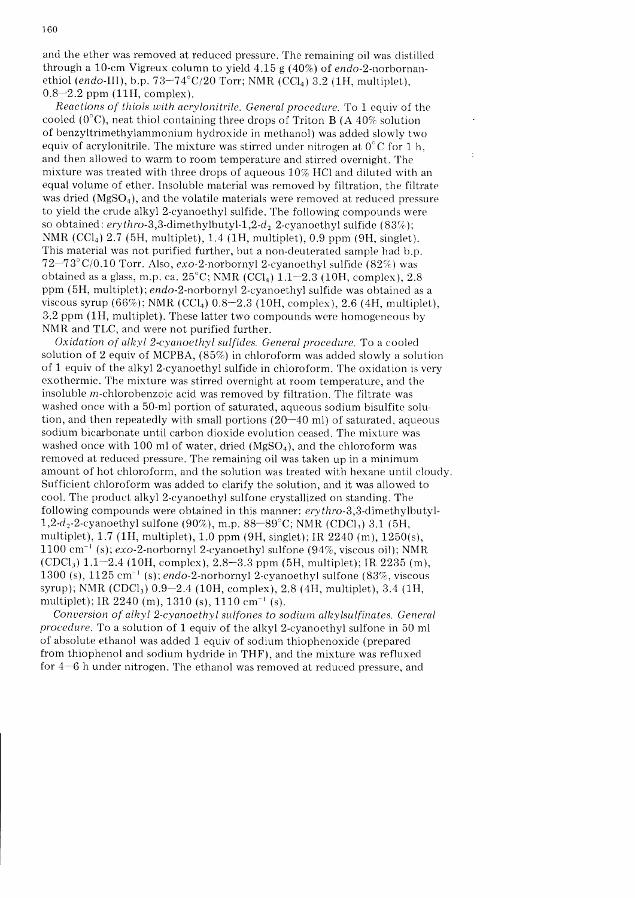and the ether was removed at reduced pressure. The remaining oil was distilled through a 10-cm Vigreux column to yield 4.15 g (40%) of *endo*-2-norbornanethiol (*endo*-III), b.p. 73–74°C/20 Torr; NMR ($CCl_4$) 3.2 (1H, multiplet), 0.8–2.2 ppm (11H, complex).

*Reactions of thiols with acrylonitrile. General procedure.* To 1 equiv of the cooled (0°C), neat thiol containing three drops of Triton B (A 40% solution of benzyltrimethylammonium hydroxide in methanol) was added slowly two equiv of acrylonitrile. The mixture was stirred under nitrogen at 0°C for 1 h, and then allowed to warm to room temperature and stirred overnight. The mixture was treated with three drops of aqueous 10% HCl and diluted with an equal volume of ether. Insoluble material was removed by filtration, the filtrate was dried ($MgSO_4$), and the volatile materials were removed at reduced pressure to yield the crude alkyl 2-cyanoethyl sulfide. The following compounds were so obtained: *erythro*-3,3-dimethylbutyl-1,2-$d_2$ 2-cyanoethyl sulfide (83%); NMR ($CCl_4$) 2.7 (5H, multiplet), 1.4 (1H, multiplet), 0.9 ppm (9H, singlet). This material was not purified further, but a non-deuterated sample had b.p. 72–73°C/0.10 Torr. Also, *exo*-2-norbornyl 2-cyanoethyl sulfide (82%) was obtained as a glass, m.p. ca. 25°C; NMR ($CCl_4$) 1.1–2.3 (10H, complex), 2.8 ppm (5H, multiplet); *endo*-2-norbornyl 2-cyanoethyl sulfide was obtained as a viscous syrup (66%); NMR ($CCl_4$) 0.8–2.3 (10H, complex), 2.6 (4H, multiplet), 3.2 ppm (1H, multiplet). These latter two compounds were homogeneous by NMR and TLC, and were not purified further.

*Oxidation of alkyl 2-cyanoethyl sulfides. General procedure.* To a cooled solution of 2 equiv of MCPBA, (85%) in chloroform was added slowly a solution of 1 equiv of the alkyl 2-cyanoethyl sulfide in chloroform. The oxidation is very exothermic. The mixture was stirred overnight at room temperature, and the insoluble *m*-chlorobenzoic acid was removed by filtration. The filtrate was washed once with a 50-ml portion of saturated, aqueous sodium bisulfite solution, and then repeatedly with small portions (20–40 ml) of saturated, aqueous sodium bicarbonate until carbon dioxide evolution ceased. The mixture was washed once with 100 ml of water, dried ($MgSO_4$), and the chloroform was removed at reduced pressure. The remaining oil was taken up in a minimum amount of hot chloroform, and the solution was treated with hexane until cloudy. Sufficient chloroform was added to clarify the solution, and it was allowed to cool. The product alkyl 2-cyanoethyl sulfone crystallized on standing. The following compounds were obtained in this manner: *erythro*-3,3-dimethylbutyl-1,2-$d_2$-2-cyanoethyl sulfone (90%), m.p. 88–89°C; NMR ($CDCl_3$) 3.1 (5H, multiplet), 1.7 (1H, multiplet), 1.0 ppm (9H, singlet); IR 2240 (m), 1250(s), 1100 $cm^{-1}$ (s); *exo*-2-norbornyl 2-cyanoethyl sulfone (94%, viscous oil); NMR ($CDCl_3$) 1.1–2.4 (10H, complex), 2.8–3.3 ppm (5H, multiplet); IR 2235 (m), 1300 (s), 1125 $cm^{-1}$ (s); *endo*-2-norbornyl 2-cyanoethyl sulfone (83%, viscous syrup); NMR ($CDCl_3$) 0.9–2.4 (10H, complex), 2.8 (4H, multiplet), 3.4 (1H, multiplet); IR 2240 (m), 1310 (s), 1110 $cm^{-1}$ (s).

*Conversion of alkyl 2-cyanoethyl sulfones to sodium alkylsulfinates. General procedure.* To a solution of 1 equiv of the alkyl 2-cyanoethyl sulfone in 50 ml of absolute ethanol was added 1 equiv of sodium thiophenoxide (prepared from thiophenol and sodium hydride in THF), and the mixture was refluxed for 4–6 h under nitrogen. The ethanol was removed at reduced pressure, and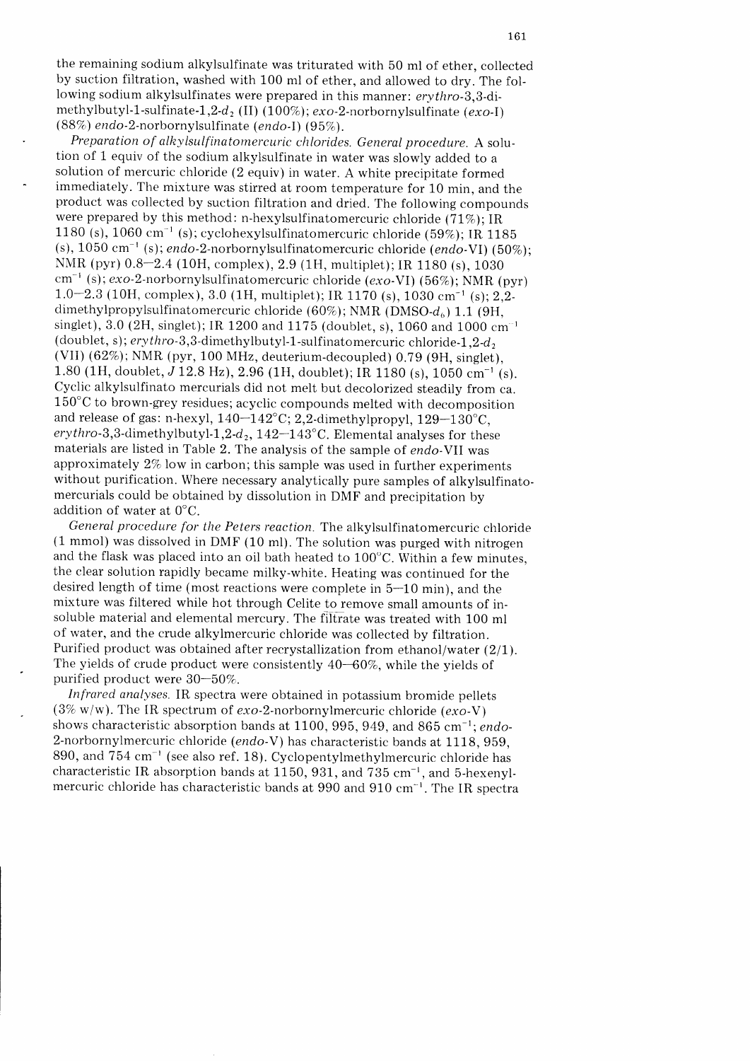the remaining sodium alkylsulfinate was triturated with 50 ml of ether, collected by suction filtration, washed with 100 ml of ether, and allowed to dry. The following sodium alkylsulfinates were prepared in this manner: *erythro*-3,3-dimethylbutyl-1-sulfinate-1,2-$d_2$ (II) (100%); *exo*-2-norbornylsulfinate (*exo*-I) (88%) *endo*-2-norbornylsulfinate (*endo*-I) (95%).

*Preparation of alkylsulfinatomercuric chlorides. General procedure.* A solution of 1 equiv of the sodium alkylsulfinate in water was slowly added to a solution of mercuric chloride (2 equiv) in water. A white precipitate formed immediately. The mixture was stirred at room temperature for 10 min, and the product was collected by suction filtration and dried. The following compounds were prepared by this method: n-hexylsulfinatomercuric chloride (71%); IR 1180 (s), 1060 $cm^{-1}$ (s); cyclohexylsulfinatomercuric chloride (59%); IR 1185 (s), 1050 $cm^{-1}$ (s); *endo*-2-norbornylsulfinatomercuric chloride (*endo*-VI) (50%); NMR (pyr) 0.8—2.4 (10H, complex), 2.9 (1H, multiplet); IR 1180 (s), 1030 $cm^{-1}$ (s); *exo*-2-norbornylsulfinatomercuric chloride (*exo*-VI) (56%); NMR (pyr) 1.0—2.3 (10H, complex), 3.0 (1H, multiplet); IR 1170 (s), 1030 $cm^{-1}$ (s); 2,2-dimethylpropylsulfinatomercuric chloride (60%); NMR (DMSO-$d_6$) 1.1 (9H, singlet), 3.0 (2H, singlet); IR 1200 and 1175 (doublet, s), 1060 and 1000 $cm^{-1}$ (doublet, s); *erythro*-3,3-dimethylbutyl-1-sulfinatomercuric chloride-1,2-$d_2$ (VII) (62%); NMR (pyr, 100 MHz, deuterium-decoupled) 0.79 (9H, singlet), 1.80 (1H, doublet, $J$ 12.8 Hz), 2.96 (1H, doublet); IR 1180 (s), 1050 $cm^{-1}$ (s). Cyclic alkylsulfinato mercurials did not melt but decolorized steadily from ca. 150°C to brown-grey residues; acyclic compounds melted with decomposition and release of gas: n-hexyl, 140—142°C; 2,2-dimethylpropyl, 129—130°C, *erythro*-3,3-dimethylbutyl-1,2-$d_2$, 142—143°C. Elemental analyses for these materials are listed in Table 2. The analysis of the sample of *endo*-VII was approximately 2% low in carbon; this sample was used in further experiments without purification. Where necessary analytically pure samples of alkylsulfinatomercurials could be obtained by dissolution in DMF and precipitation by addition of water at 0°C.

*General procedure for the Peters reaction.* The alkylsulfinatomercuric chloride (1 mmol) was dissolved in DMF (10 ml). The solution was purged with nitrogen and the flask was placed into an oil bath heated to 100°C. Within a few minutes, the clear solution rapidly became milky-white. Heating was continued for the desired length of time (most reactions were complete in 5—10 min), and the mixture was filtered while hot through Celite to remove small amounts of insoluble material and elemental mercury. The filtrate was treated with 100 ml of water, and the crude alkylmercuric chloride was collected by filtration. Purified product was obtained after recrystallization from ethanol/water (2/1). The yields of crude product were consistently 40—60%, while the yields of purified product were 30—50%.

*Infrared analyses.* IR spectra were obtained in potassium bromide pellets (3% w/w). The IR spectrum of *exo*-2-norbornylmercuric chloride (*exo*-V) shows characteristic absorption bands at 1100, 995, 949, and 865 $cm^{-1}$; *endo*-2-norbornylmercuric chloride (*endo*-V) has characteristic bands at 1118, 959, 890, and 754 $cm^{-1}$ (see also ref. 18). Cyclopentylmethylmercuric chloride has characteristic IR absorption bands at 1150, 931, and 735 $cm^{-1}$, and 5-hexenylmercuric chloride has characteristic bands at 990 and 910 $cm^{-1}$. The IR spectra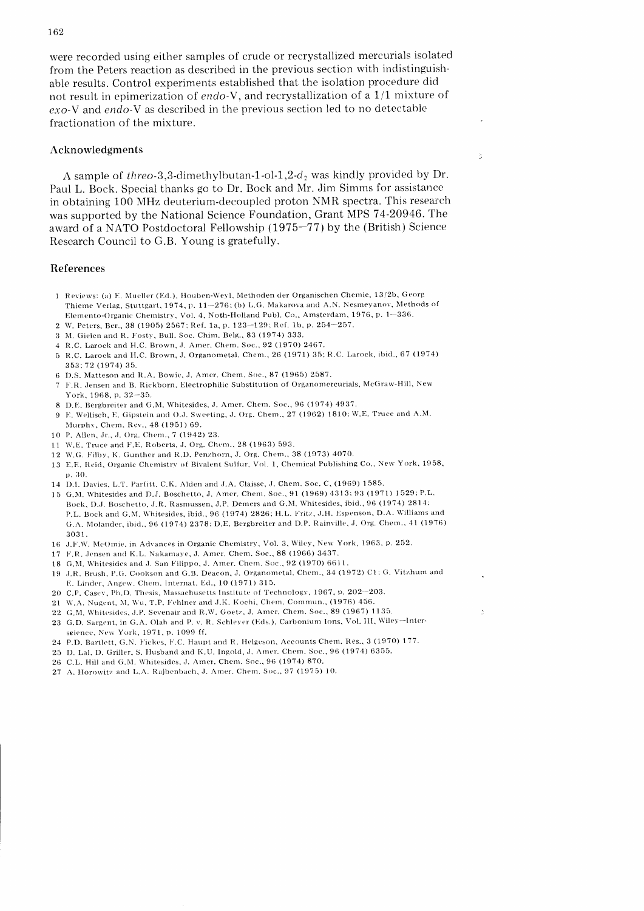were recorded using either samples of crude or recrystallized mercurials isolated from the Peters reaction as described in the previous section with indistinguishable results. Control experiments established that the isolation procedure did not result in epimerization of *endo*-V, and recrystallization of a 1/1 mixture of *exo*-V and *endo*-V as described in the previous section led to no detectable fractionation of the mixture.

## Acknowledgments

A sample of *threo*-3,3-dimethylbutan-1-ol-1,2-$d_2$ was kindly provided by Dr. Paul L. Bock. Special thanks go to Dr. Bock and Mr. Jim Simms for assistance in obtaining 100 MHz deuterium-decoupled proton NMR spectra. This research was supported by the National Science Foundation, Grant MPS 74-20946. The award of a NATO Postdoctoral Fellowship (1975—77) by the (British) Science Research Council to G.B. Young is gratefully.

## References

1. Reviews: (a) E. Mueller (Ed.), Houben-Weyl, Methoden der Organischen Chemie, 13/2b, Georg Thieme Verlag, Stuttgart, 1974, p. 11—276; (b) L.G. Makarova and A.N. Nesmeyanov, Methods of Elemento-Organic Chemistry, Vol. 4, Noth-Holland Publ. Co., Amsterdam, 1976, p. 1—336.
2. W. Peters, Ber., 38 (1905) 2567; Ref. 1a, p. 123—129; Ref. 1b, p. 254—257.
3. M. Gielen and R. Fosty, Bull. Soc. Chim. Belg., 83 (1974) 333.
4. R.C. Larock and H.C. Brown, J. Amer. Chem. Soc., 92 (1970) 2467.
5. R.C. Larock and H.C. Brown, J. Organometal. Chem., 26 (1971) 35; R.C. Larock, ibid., 67 (1974) 353; 72 (1974) 35.
6. D.S. Matteson and R.A. Bowie, J. Amer. Chem. Soc., 87 (1965) 2587.
7. F.R. Jensen and B. Rickborn, Electrophilic Substitution of Organomercurials, McGraw-Hill, New York, 1968, p. 32—35.
8. D.E. Bergbreiter and G.M. Whitesides, J. Amer. Chem. Soc., 96 (1974) 4937.
9. F. Wellisch, E. Gipstein and O.J. Sweeting, J. Org. Chem., 27 (1962) 1810; W.E. Truce and A.M. Murphy, Chem. Rev., 48 (1951) 69.
10. P. Allen, Jr., J. Org. Chem., 7 (1942) 23.
11. W.E. Truce and F.E. Roberts, J. Org. Chem., 28 (1963) 593.
12. W.G. Filby, K. Gunther and R.D. Penzhorn, J. Org. Chem., 38 (1973) 4070.
13. E.E. Reid, Organic Chemistry of Bivalent Sulfur, Vol. 1, Chemical Publishing Co., New York, 1958, p. 30.
14. D.I. Davies, L.T. Parfitt, C.K. Alden and J.A. Claisse, J. Chem. Soc. C, (1969) 1585.
15. G.M. Whitesides and D.J. Boschetto, J. Amer. Chem. Soc., 91 (1969) 4313; 93 (1971) 1529; P.L. Bock, D.J. Boschetto, J.R. Rasmussen, J.P. Demers and G.M. Whitesides, ibid., 96 (1974) 2814; P.L. Bock and G.M. Whitesides, ibid., 96 (1974) 2826; H.L. Fritz, J.H. Espenson, D.A. Williams and G.A. Molander, ibid., 96 (1974) 2378; D.E. Bergbreiter and D.P. Rainville, J. Org. Chem., 41 (1976) 3031.
16. J.F.W. McOmie, in Advances in Organic Chemistry, Vol. 3, Wiley, New York, 1963, p. 252.
17. F.R. Jensen and K.L. Nakamaye, J. Amer. Chem. Soc., 88 (1966) 3437.
18. G.M. Whitesides and J. San Filippo, J. Amer. Chem. Soc., 92 (1970) 6611.
19. J.R. Brush, P.G. Cookson and G.B. Deacon, J. Organometal. Chem., 34 (1972) C1; G. Vitzhum and E. Linder, Angew. Chem. Internat. Ed., 10 (1971) 315.
20. C.P. Casey, Ph.D. Thesis, Massachusetts Institute of Technology, 1967, p. 202—203.
21. W.A. Nugent, M. Wu, T.P. Fehlner and J.K. Kochi, Chem. Commun., (1976) 456.
22. G.M. Whitesides, J.P. Sevenair and R.W. Goetz, J. Amer. Chem. Soc., 89 (1967) 1135.
23. G.D. Sargent, in G.A. Olah and P. v. R. Schleyer (Eds.), Carbonium Ions, Vol. III, Wiley—Interscience, New York, 1971, p. 1099 ff.
24. P.D. Bartlett, G.N. Fickes, F.C. Haupt and R. Helgeson, Accounts Chem. Res., 3 (1970) 177.
25. D. Lal, D. Griller, S. Husband and K.U. Ingold, J. Amer. Chem. Soc., 96 (1974) 6355.
26. C.L. Hill and G.M. Whitesides, J. Amer. Chem. Soc., 96 (1974) 870.
27. A. Horowitz and L.A. Rajbenbach, J. Amer. Chem. Soc., 97 (1975) 10.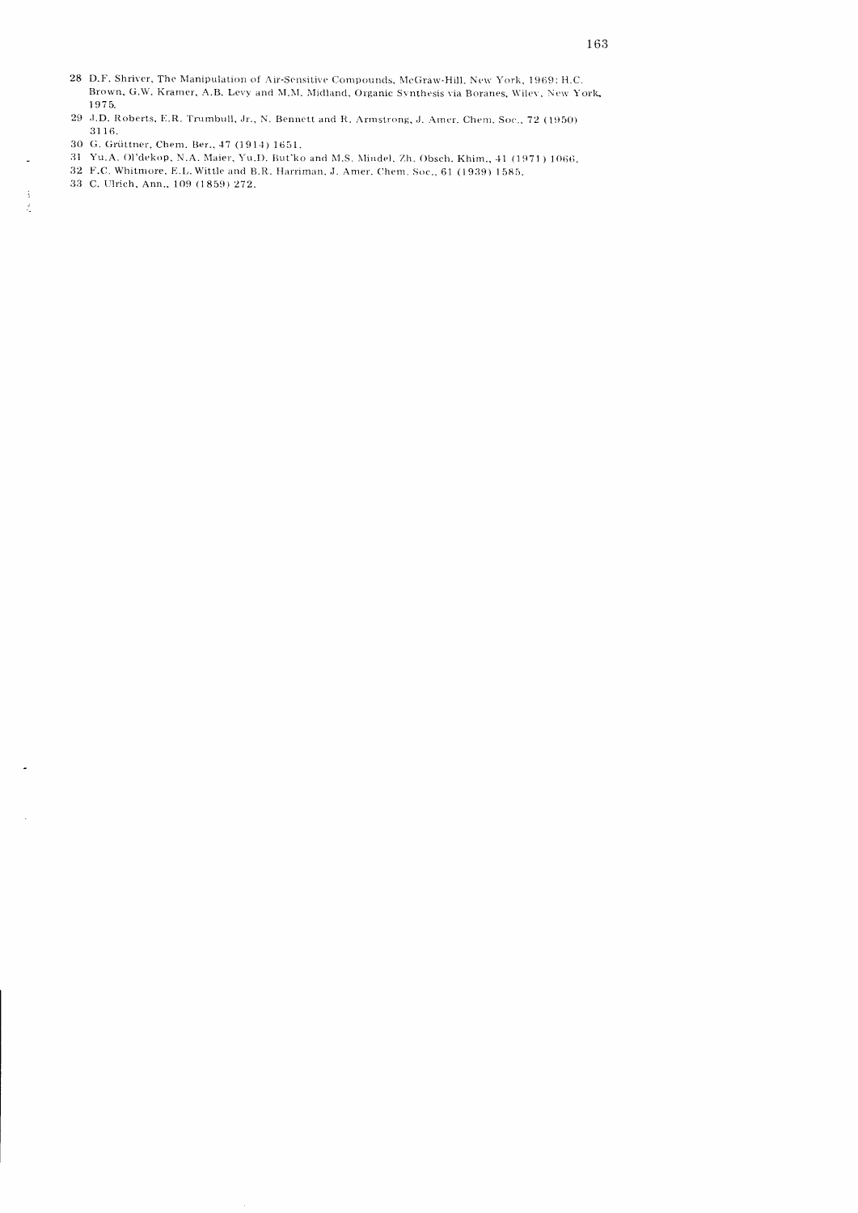28 D.F. Shriver, The Manipulation of Air-Sensitive Compounds, McGraw-Hill, New York, 1969; H.C. Brown, G.W. Kramer, A.B. Levy and M.M. Midland, Organic Synthesis via Boranes, Wiley, New York, 1975.

29 J.D. Roberts, E.R. Trumbull, Jr., N. Bennett and R. Armstrong, J. Amer. Chem. Soc., 72 (1950) 3116.

30 G. Grüttner, Chem. Ber., 47 (1914) 1651.

31 Yu.A. Ol'dekop, N.A. Maier, Yu.D. But'ko and M.S. Mindel, Zh. Obsch. Khim., 41 (1971) 1066.

32 F.C. Whitmore, E.L. Wittle and B.R. Harriman, J. Amer. Chem. Soc., 61 (1939) 1585.

33 C. Ulrich, Ann., 109 (1859) 272.